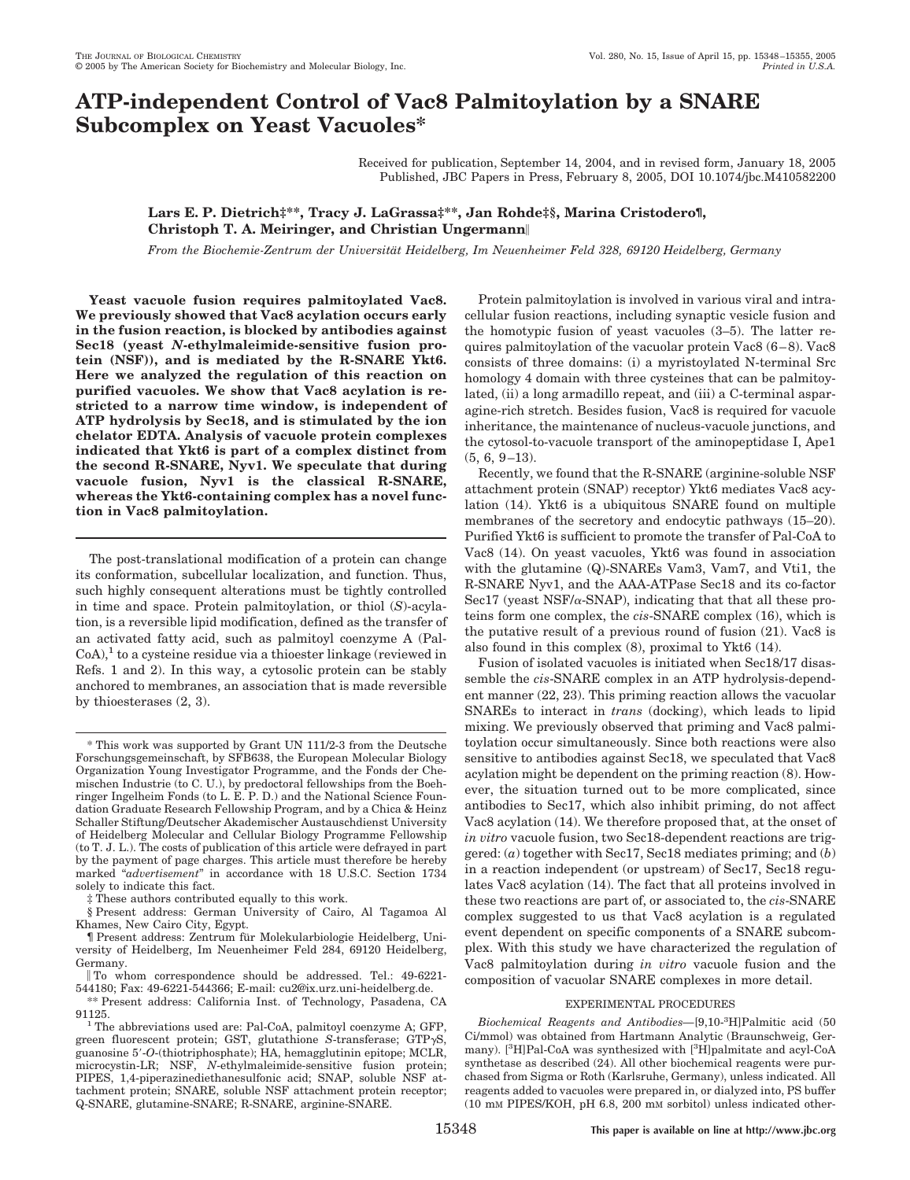# ATP-independent Control of Vac8 Palmitoylation by a SNARE Subcomplex on Yeast Vacuoles*

Received for publication, September 14, 2004, and in revised form, January 18, 2005
Published, JBC Papers in Press, February 8, 2005, DOI 10.1074/jbc.M410582200

**Lars E. P. Dietrich‡\*\*, Tracy J. LaGrassa‡\*\*, Jan Rohde‡§, Marina Cristodero¶, Christoph T. A. Meiringer, and Christian Ungermann||**

*From the Biochemie-Zentrum der Universität Heidelberg, Im Neuenheimer Feld 328, 69120 Heidelberg, Germany*

**Yeast vacuole fusion requires palmitoylated Vac8. We previously showed that Vac8 acylation occurs early in the fusion reaction, is blocked by antibodies against Sec18 (yeast *N*-ethylmaleimide-sensitive fusion protein (NSF)), and is mediated by the R-SNARE Ykt6. Here we analyzed the regulation of this reaction on purified vacuoles. We show that Vac8 acylation is restricted to a narrow time window, is independent of ATP hydrolysis by Sec18, and is stimulated by the ion chelator EDTA. Analysis of vacuole protein complexes indicated that Ykt6 is part of a complex distinct from the second R-SNARE, Nyv1. We speculate that during vacuole fusion, Nyv1 is the classical R-SNARE, whereas the Ykt6-containing complex has a novel function in Vac8 palmitoylation.**

The post-translational modification of a protein can change its conformation, subcellular localization, and function. Thus, such highly consequent alterations must be tightly controlled in time and space. Protein palmitoylation, or thiol (*S*)-acylation, is a reversible lipid modification, defined as the transfer of an activated fatty acid, such as palmitoyl coenzyme A (Pal-CoA),[1] to a cysteine residue via a thioester linkage (reviewed in Refs. 1 and 2). In this way, a cytosolic protein can be stably anchored to membranes, an association that is made reversible by thioesterases (2, 3).

Protein palmitoylation is involved in various viral and intracellular fusion reactions, including synaptic vesicle fusion and the homotypic fusion of yeast vacuoles (3–5). The latter requires palmitoylation of the vacuolar protein Vac8 (6–8). Vac8 consists of three domains: (i) a myristoylated N-terminal Src homology 4 domain with three cysteines that can be palmitoylated, (ii) a long armadillo repeat, and (iii) a C-terminal asparagine-rich stretch. Besides fusion, Vac8 is required for vacuole inheritance, the maintenance of nucleus-vacuole junctions, and the cytosol-to-vacuole transport of the aminopeptidase I, Ape1 (5, 6, 9–13).

Recently, we found that the R-SNARE (arginine-soluble NSF attachment protein (SNAP) receptor) Ykt6 mediates Vac8 acylation (14). Ykt6 is a ubiquitous SNARE found on multiple membranes of the secretory and endocytic pathways (15–20). Purified Ykt6 is sufficient to promote the transfer of Pal-CoA to Vac8 (14). On yeast vacuoles, Ykt6 was found in association with the glutamine (Q)-SNAREs Vam3, Vam7, and Vti1, the R-SNARE Nyv1, and the AAA-ATPase Sec18 and its co-factor Sec17 (yeast NSF/α-SNAP), indicating that all these proteins form one complex, the *cis*-SNARE complex (16), which is the putative result of a previous round of fusion (21). Vac8 is also found in this complex (8), proximal to Ykt6 (14).

Fusion of isolated vacuoles is initiated when Sec18/17 disassemble the *cis*-SNARE complex in an ATP hydrolysis-dependent manner (22, 23). This priming reaction allows the vacuolar SNAREs to interact in *trans* (docking), which leads to lipid mixing. We previously observed that priming and Vac8 palmitoylation occur simultaneously. Since both reactions were also sensitive to antibodies against Sec18, we speculated that Vac8 acylation might be dependent on the priming reaction (8). However, the situation turned out to be more complicated, since antibodies to Sec17, which also inhibit priming, do not affect Vac8 acylation (14). We therefore proposed that, at the onset of *in vitro* vacuole fusion, two Sec18-dependent reactions are triggered: (*a*) together with Sec17, Sec18 mediates priming; and (*b*) in a reaction independent (or upstream) of Sec17, Sec18 regulates Vac8 acylation (14). The fact that all proteins involved in these two reactions are part of, or associated to, the *cis*-SNARE complex suggested to us that Vac8 acylation is a regulated event dependent on specific components of a SNARE subcomplex. With this study we have characterized the regulation of Vac8 palmitoylation during *in vitro* vacuole fusion and the composition of vacuolar SNARE complexes in more detail.

## EXPERIMENTAL PROCEDURES

*Biochemical Reagents and Antibodies*—[9,10-$^3$H]Palmitic acid (50 Ci/mmol) was obtained from Hartmann Analytic (Braunschweig, Germany). [$^3$H]Pal-CoA was synthesized with [$^3$H]palmitate and acyl-CoA synthetase as described (24). All other biochemical reagents were purchased from Sigma or Roth (Karlsruhe, Germany), unless indicated. All reagents added to vacuoles were prepared in, or dialyzed into, PS buffer (10 mM PIPES/KOH, pH 6.8, 200 mM sorbitol) unless indicated other-

---

* This work was supported by Grant UN 111/2-3 from the Deutsche Forschungsgemeinschaft, by SFB638, the European Molecular Biology Organization Young Investigator Programme, and the Fonds der Chemischen Industrie (to C. U.), by predoctoral fellowships from the Boehringer Ingelheim Fonds (to L. E. P. D.) and the National Science Foundation Graduate Research Fellowship Program, and by a Chica & Heinz Schaller Stiftung/Deutscher Akademischer Austauschdienst University of Heidelberg Molecular and Cellular Biology Programme Fellowship (to T. J. L.). The costs of publication of this article were defrayed in part by the payment of page charges. This article must therefore be hereby marked "*advertisement*" in accordance with 18 U.S.C. Section 1734 solely to indicate this fact.

‡ These authors contributed equally to this work.

§ Present address: German University of Cairo, Al Tagamoa Al Khames, New Cairo City, Egypt.

¶ Present address: Zentrum für Molekularbiologie Heidelberg, University of Heidelberg, Im Neuenheimer Feld 284, 69120 Heidelberg, Germany.

|| To whom correspondence should be addressed. Tel.: 49-6221-544180; Fax: 49-6221-544366; E-mail: cu2@ix.urz.uni-heidelberg.de.

\*\* Present address: California Inst. of Technology, Pasadena, CA 91125.

[1] The abbreviations used are: Pal-CoA, palmitoyl coenzyme A; GFP, green fluorescent protein; GST, glutathione *S*-transferase; GTPγS, guanosine 5'-*O*-(thiotriphosphate); HA, hemagglutinin epitope; MCLR, microcystin-LR; NSF, *N*-ethylmaleimide-sensitive fusion protein; PIPES, 1,4-piperazinediethanesulfonic acid; SNAP, soluble NSF attachment protein; SNARE, soluble NSF attachment protein receptor; Q-SNARE, glutamine-SNARE; R-SNARE, arginine-SNARE.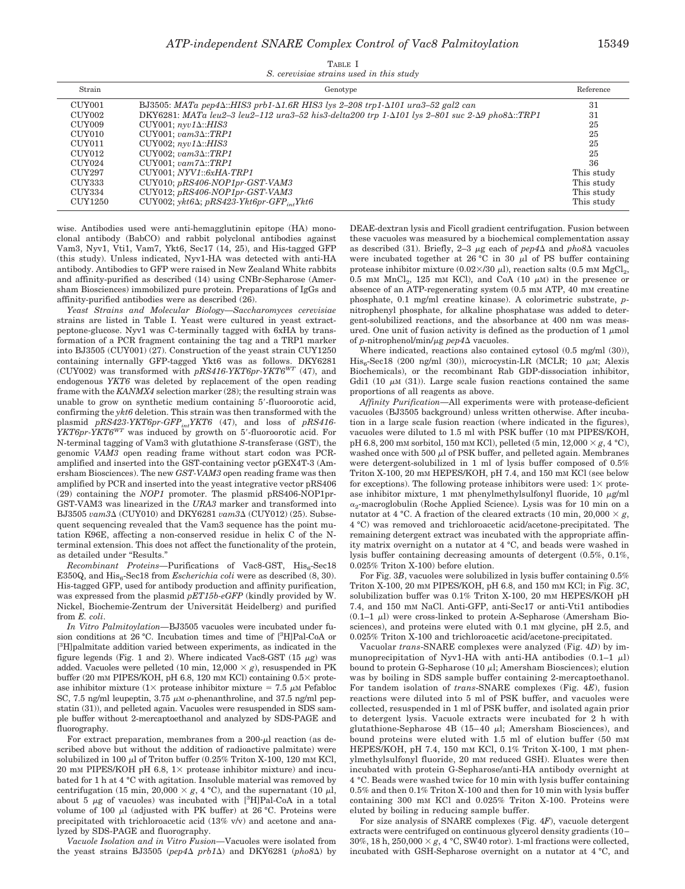TABLE I

*S. cerevisiae strains used in this study*

| Strain | Genotype | Reference |
|---|---|---|
| CUY001 | BJ3505: *MATa pep4Δ::HIS3 prb1-Δ1.6R HIS3 lys 2–208 trp1-Δ101 ura3–52 gal2 can* | 31 |
| CUY002 | DKY6281: *MATa leu2–3 leu2–112 ura3–52 his3-delta200 trp 1-Δ101 lys 2–801 suc 2-Δ9 pho8Δ::TRP1* | 31 |
| CUY009 | CUY001; *nyv1Δ::HIS3* | 25 |
| CUY010 | CUY001; *vam3Δ::TRP1* | 25 |
| CUY011 | CUY002; *nyv1Δ::HIS3* | 25 |
| CUY012 | CUY002; *vam3Δ::TRP1* | 25 |
| CUY024 | CUY001; *vam7Δ::TRP1* | 36 |
| CUY297 | CUY001; *NYV1::6xHA-TRP1* | This study |
| CUY333 | CUY010; *pRS406-NOP1pr-GST-VAM3* | This study |
| CUY334 | CUY012; *pRS406-NOP1pr-GST-VAM3* | This study |
| CUY1250 | CUY002; *ykt6Δ; pRS423-Ykt6pr-GFP$_{int}$Ykt6* | This study |

wise. Antibodies used were anti-hemagglutinin epitope (HA) monoclonal antibody (BabCO) and rabbit polyclonal antibodies against Vam3, Nyv1, Vti1, Vam7, Ykt6, Sec17 (14, 25), and His-tagged GFP (this study). Unless indicated, Nyv1-HA was detected with anti-HA antibody. Antibodies to GFP were raised in New Zealand White rabbits and affinity-purified as described (14) using CNBr-Sepharose (Amersham Biosciences) immobilized pure protein. Preparations of IgGs and affinity-purified antibodies were as described (26).

*Yeast Strains and Molecular Biology*—*Saccharomyces cerevisiae* strains are listed in Table I. Yeast were cultured in yeast extract-peptone-glucose. Nyv1 was C-terminally tagged with 6xHA by transformation of a PCR fragment containing the tag and a TRP1 marker into BJ3505 (CUY001) (27). Construction of the yeast strain CUY1250 containing internally GFP-tagged Ykt6 was as follows. DKY6281 (CUY002) was transformed with *pRS416-YKT6pr-YKT6$^{WT}$* (47), and endogenous *YKT6* was deleted by replacement of the open reading frame with the *KANMX4* selection marker (28); the resulting strain was unable to grow on synthetic medium containing 5′-fluoroorotic acid, confirming the *ykt6* deletion. This strain was then transformed with the plasmid *pRS423-YKT6pr-GFP$_{int}$YKT6* (47), and loss of *pRS416-YKT6pr-YKT6$^{WT}$* was induced by growth on 5′-fluoroorotic acid. For N-terminal tagging of Vam3 with glutathione *S*-transferase (GST), the genomic *VAM3* open reading frame without start codon was PCR-amplified and inserted into the GST-containing vector pGEX4T-3 (Amersham Biosciences). The new *GST-VAM3* open reading frame was then amplified by PCR and inserted into the yeast integrative vector pRS406 (29) containing the *NOP1* promoter. The plasmid pRS406-NOP1pr-GST-VAM3 was linearized in the *URA3* marker and transformed into BJ3505 *vam3Δ* (CUY010) and DKY6281 *vam3Δ* (CUY012) (25). Subsequent sequencing revealed that the Vam3 sequence has the point mutation K96E, affecting a non-conserved residue in helix C of the N-terminal extension. This does not affect the functionality of the protein, as detailed under "Results."

*Recombinant Proteins*—Purifications of Vac8-GST, His$_6$-Sec18 E350Q, and His$_6$-Sec18 from *Escherichia coli* were as described (8, 30). His-tagged GFP, used for antibody production and affinity purification, was expressed from the plasmid *pET15b-eGFP* (kindly provided by W. Nickel, Biochemie-Zentrum der Universität Heidelberg) and purified from *E. coli*.

*In Vitro Palmitoylation*—BJ3505 vacuoles were incubated under fusion conditions at 26 °C. Incubation times and time of [$^3$H]Pal-CoA or [$^3$H]palmitate addition varied between experiments, as indicated in the figure legends (Fig. 1 and 2). Where indicated Vac8-GST (15 μg) was added. Vacuoles were pelleted (10 min, 12,000 × *g*), resuspended in PK buffer (20 mM PIPES/KOH, pH 6.8, 120 mM KCl) containing 0.5× protease inhibitor mixture (1× protease inhibitor mixture = 7.5 μM Pefabloc SC, 7.5 ng/ml leupeptin, 3.75 μM *o*-phenanthroline, and 37.5 ng/ml pepstatin (31)), and pelleted again. Vacuoles were resuspended in SDS sample buffer without 2-mercaptoethanol and analyzed by SDS-PAGE and fluorography.

For extract preparation, membranes from a 200-μl reaction (as described above but without the addition of radioactive palmitate) were solubilized in 100 μl of Triton buffer (0.25% Triton X-100, 120 mM KCl, 20 mM PIPES/KOH pH 6.8, 1× protease inhibitor mixture) and incubated for 1 h at 4 °C with agitation. Insoluble material was removed by centrifugation (15 min, 20,000 × *g*, 4 °C), and the supernatant (10 μl, about 5 μg of vacuoles) was incubated with [$^3$H]Pal-CoA in a total volume of 100 μl (adjusted with PK buffer) at 26 °C. Proteins were precipitated with trichloroacetic acid (13% v/v) and acetone and analyzed by SDS-PAGE and fluorography.

*Vacuole Isolation and in Vitro Fusion*—Vacuoles were isolated from the yeast strains BJ3505 (*pep4Δ prb1Δ*) and DKY6281 (*pho8Δ*) by DEAE-dextran lysis and Ficoll gradient centrifugation. Fusion between these vacuoles was measured by a biochemical complementation assay as described (31). Briefly, 2–3 μg each of *pep4Δ* and *pho8Δ* vacuoles were incubated together at 26 °C in 30 μl of PS buffer containing protease inhibitor mixture (0.02×/30 μl), reaction salts (0.5 mM $MgCl_2$, 0.5 mM $MnCl_2$, 125 mM KCl), and CoA (10 μM) in the presence or absence of an ATP-regenerating system (0.5 mM ATP, 40 mM creatine phosphate, 0.1 mg/ml creatine kinase). A colorimetric substrate, *p*-nitrophenyl phosphate, for alkaline phosphatase was added to detergent-solubilized reactions, and the absorbance at 400 nm was measured. One unit of fusion activity is defined as the production of 1 μmol of *p*-nitrophenol/min/μg *pep4Δ* vacuoles.

Where indicated, reactions also contained cytosol (0.5 mg/ml (30)), His$_6$-Sec18 (200 ng/ml (30)), microcystin-LR (MCLR; 10 μM; Alexis Biochemicals), or the recombinant Rab GDP-dissociation inhibitor, Gdi1 (10 μM (31)). Large scale fusion reactions contained the same proportions of all reagents as above.

*Affinity Purification*—All experiments were with protease-deficient vacuoles (BJ3505 background) unless written otherwise. After incubation in a large scale fusion reaction (where indicated in the figures), vacuoles were diluted to 1.5 ml with PSK buffer (10 mM PIPES/KOH, pH 6.8, 200 mM sorbitol, 150 mM KCl), pelleted (5 min, 12,000 × *g*, 4 °C), washed once with 500 μl of PSK buffer, and pelleted again. Membranes were detergent-solubilized in 1 ml of lysis buffer composed of 0.5% Triton X-100, 20 mM HEPES/KOH, pH 7.4, and 150 mM KCl (see below for exceptions). The following protease inhibitors were used: 1× protease inhibitor mixture, 1 mM phenylmethylsulfonyl fluoride, 10 μg/ml $\alpha_2$-macroglobulin (Roche Applied Science). Lysis was for 10 min on a nutator at 4 °C. A fraction of the cleared extracts (10 min, 20,000 × *g*, 4 °C) was removed and trichloroacetic acid/acetone-precipitated. The remaining detergent extract was incubated with the appropriate affinity matrix overnight on a nutator at 4 °C, and beads were washed in lysis buffer containing decreasing amounts of detergent (0.5%, 0.1%, 0.025% Triton X-100) before elution.

For Fig. 3*B*, vacuoles were solubilized in lysis buffer containing 0.5% Triton X-100, 20 mM PIPES/KOH, pH 6.8, and 150 mM KCl; in Fig. 3*C*, solubilization buffer was 0.1% Triton X-100, 20 mM HEPES/KOH pH 7.4, and 150 mM NaCl. Anti-GFP, anti-Sec17 or anti-Vti1 antibodies (0.1–1 μl) were cross-linked to protein A-Sepharose (Amersham Biosciences), and proteins were eluted with 0.1 mM glycine, pH 2.5, and 0.025% Triton X-100 and trichloroacetic acid/acetone-precipitated.

Vacuolar *trans*-SNARE complexes were analyzed (Fig. 4*D*) by immunoprecipitation of Nyv1-HA with anti-HA antibodies (0.1–1 μl) bound to protein G-Sepharose (10 μl; Amersham Biosciences); elution was by boiling in SDS sample buffer containing 2-mercaptoethanol. For tandem isolation of *trans*-SNARE complexes (Fig. 4*E*), fusion reactions were diluted into 5 ml of PSK buffer, and vacuoles were collected, resuspended in 1 ml of PSK buffer, and isolated again prior to detergent lysis. Vacuole extracts were incubated for 2 h with glutathione-Sepharose 4B (15–40 μl; Amersham Biosciences), and bound proteins were eluted with 1.5 ml of elution buffer (50 mM HEPES/KOH, pH 7.4, 150 mM KCl, 0.1% Triton X-100, 1 mM phenylmethylsulfonyl fluoride, 20 mM reduced GSH). Eluates were then incubated with protein G-Sepharose/anti-HA antibody overnight at 4 °C. Beads were washed twice for 10 min with lysis buffer containing 0.5% and then 0.1% Triton X-100 and then for 10 min with lysis buffer containing 300 mM KCl and 0.025% Triton X-100. Proteins were eluted by boiling in reducing sample buffer.

For size analysis of SNARE complexes (Fig. 4*F*), vacuole detergent extracts were centrifuged on continuous glycerol density gradients (10–30%, 18 h, 250,000 × *g*, 4 °C, SW40 rotor). 1-ml fractions were collected, incubated with GSH-Sepharose overnight on a nutator at 4 °C, and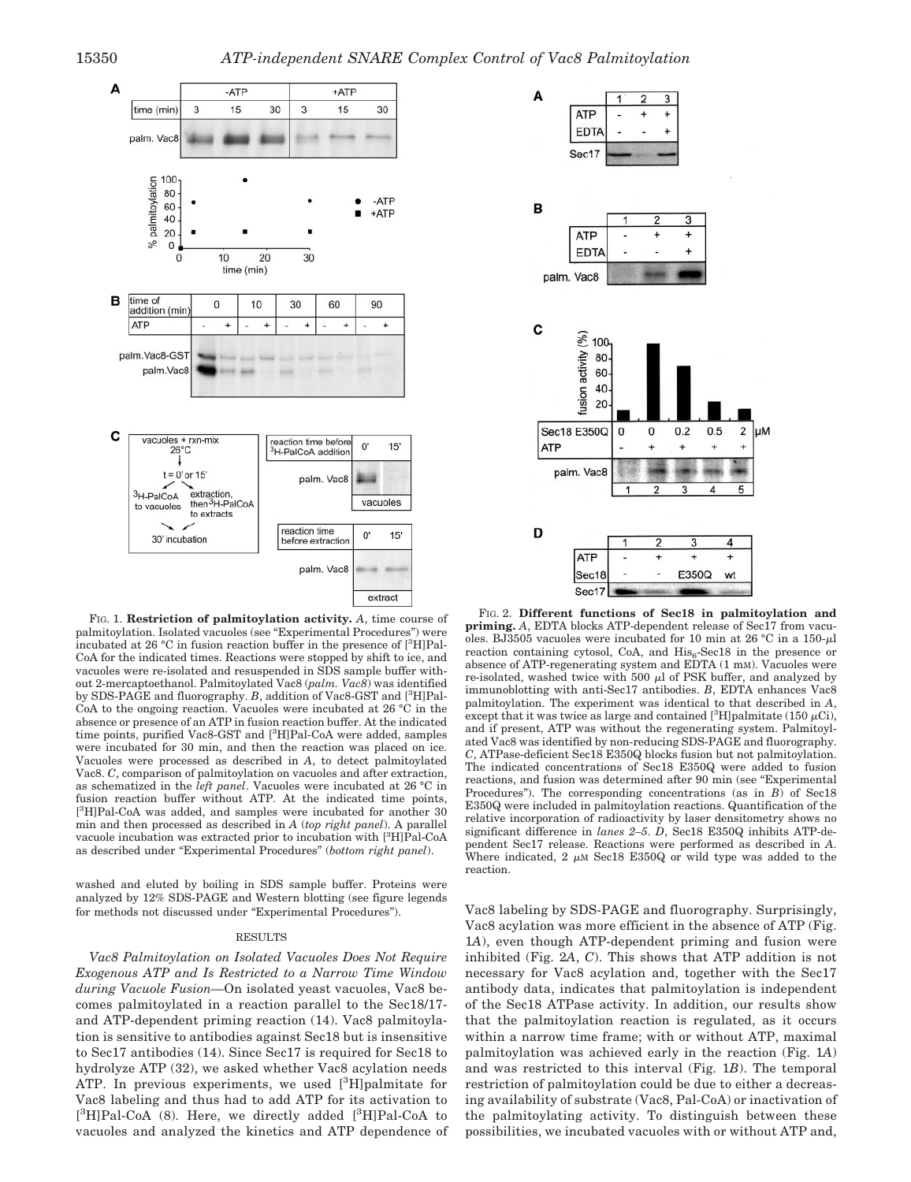FIG. 1. **Restriction of palmitoylation activity.** *A*, time course of palmitoylation. Isolated vacuoles (see "Experimental Procedures") were incubated at 26 °C in fusion reaction buffer in the presence of [$^3$H]Pal-CoA for the indicated times. Reactions were stopped by shift to ice, and vacuoles were re-isolated and resuspended in SDS sample buffer without 2-mercaptoethanol. Palmitoylated Vac8 (*palm. Vac8*) was identified by SDS-PAGE and fluorography. *B*, addition of Vac8-GST and [$^3$H]Pal-CoA to the ongoing reaction. Vacuoles were incubated at 26 °C in the absence or presence of an ATP in fusion reaction buffer. At the indicated time points, purified Vac8-GST and [$^3$H]Pal-CoA were added, samples were incubated for 30 min, and then the reaction was placed on ice. Vacuoles were processed as described in *A*, to detect palmitoylated Vac8. *C*, comparison of palmitoylation on vacuoles and after extraction, as schematized in the *left panel*. Vacuoles were incubated at 26 °C in fusion reaction buffer without ATP. At the indicated time points, [$^3$H]Pal-CoA was added, and samples were incubated for another 30 min and then processed as described in *A* (*top right panel*). A parallel vacuole incubation was extracted prior to incubation with [$^3$H]Pal-CoA as described under "Experimental Procedures" (*bottom right panel*).

FIG. 2. **Different functions of Sec18 in palmitoylation and priming.** *A*, EDTA blocks ATP-dependent release of Sec17 from vacuoles. BJ3505 vacuoles were incubated for 10 min at 26 °C in a 150-μl reaction containing cytosol, CoA, and His$_6$-Sec18 in the presence or absence of ATP-regenerating system and EDTA (1 mM). Vacuoles were re-isolated, washed twice with 500 μl of PSK buffer, and analyzed by immunoblotting with anti-Sec17 antibodies. *B*, EDTA enhances Vac8 palmitoylation. The experiment was identical to that described in *A*, except that it was twice as large and contained [$^3$H]palmitate (150 μCi), and if present, ATP was without the regenerating system. Palmitoylated Vac8 was identified by non-reducing SDS-PAGE and fluorography. *C*, ATPase-deficient Sec18 E350Q blocks fusion but not palmitoylation. The indicated concentrations of Sec18 E350Q were added to fusion reactions, and fusion was determined after 90 min (see "Experimental Procedures"). The corresponding concentrations (as in *B*) of Sec18 E350Q were included in palmitoylation reactions. Quantification of the relative incorporation of radioactivity by laser densitometry shows no significant difference in *lanes 2–5*. *D*, Sec18 E350Q inhibits ATP-dependent Sec17 release. Reactions were performed as described in *A*. Where indicated, 2 μM Sec18 E350Q or wild type was added to the reaction.

washed and eluted by boiling in SDS sample buffer. Proteins were analyzed by 12% SDS-PAGE and Western blotting (see figure legends for methods not discussed under "Experimental Procedures").

## RESULTS

*Vac8 Palmitoylation on Isolated Vacuoles Does Not Require Exogenous ATP and Is Restricted to a Narrow Time Window during Vacuole Fusion*—On isolated yeast vacuoles, Vac8 becomes palmitoylated in a reaction parallel to the Sec18/17- and ATP-dependent priming reaction (14). Vac8 palmitoylation is sensitive to antibodies against Sec18 but is insensitive to Sec17 antibodies (14). Since Sec17 is required for Sec18 to hydrolyze ATP (32), we asked whether Vac8 acylation needs ATP. In previous experiments, we used [$^3$H]palmitate for Vac8 labeling and thus had to add ATP for its activation to [$^3$H]Pal-CoA (8). Here, we directly added [$^3$H]Pal-CoA to vacuoles and analyzed the kinetics and ATP dependence of Vac8 labeling by SDS-PAGE and fluorography. Surprisingly, Vac8 acylation was more efficient in the absence of ATP (Fig. 1*A*), even though ATP-dependent priming and fusion were inhibited (Fig. 2*A*, *C*). This shows that ATP addition is not necessary for Vac8 acylation and, together with the Sec17 antibody data, indicates that palmitoylation is independent of the Sec18 ATPase activity. In addition, our results show that the palmitoylation reaction is regulated, as it occurs within a narrow time frame; with or without ATP, maximal palmitoylation was achieved early in the reaction (Fig. 1*A*) and was restricted to this interval (Fig. 1*B*). The temporal restriction of palmitoylation could be due to either a decreasing availability of substrate (Vac8, Pal-CoA) or inactivation of the palmitoylating activity. To distinguish between these possibilities, we incubated vacuoles with or without ATP and,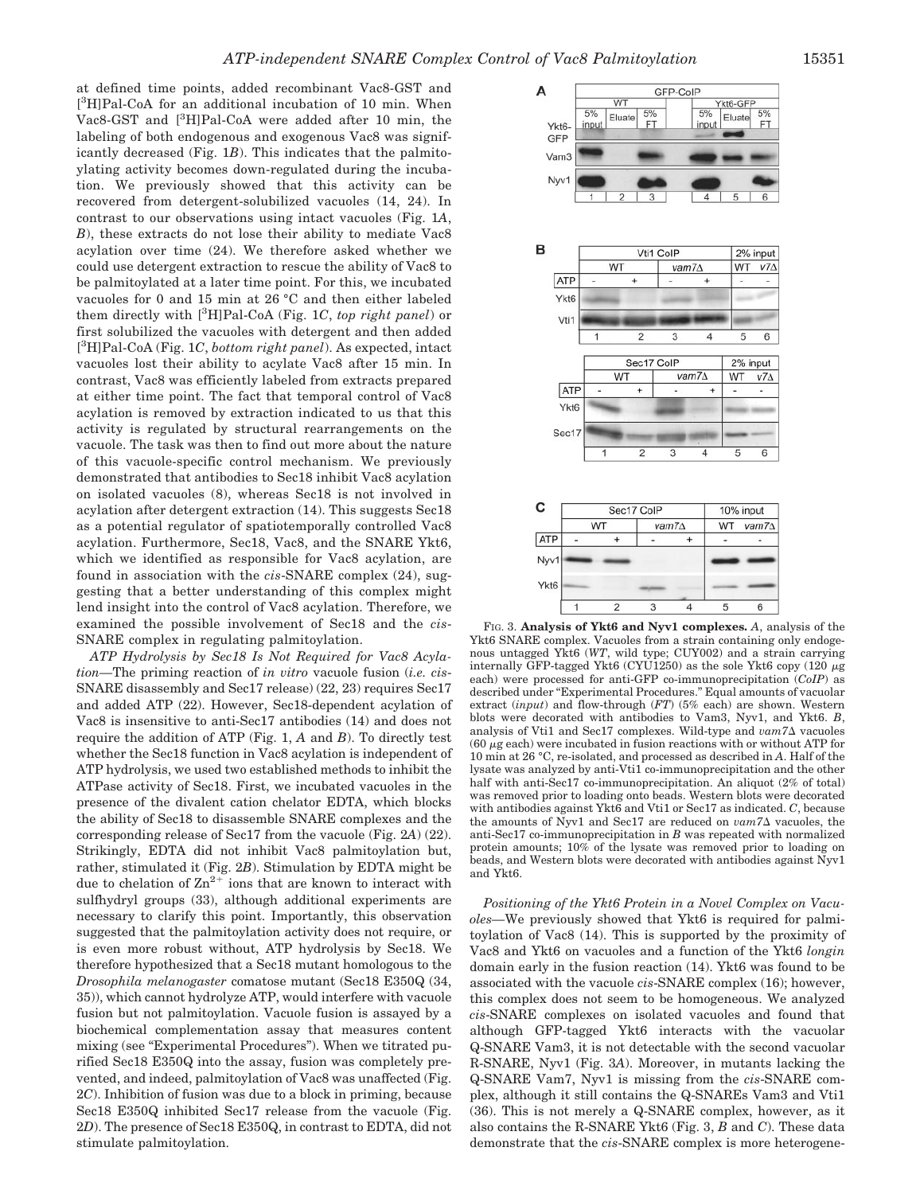at defined time points, added recombinant Vac8-GST and [$^3$H]Pal-CoA for an additional incubation of 10 min. When Vac8-GST and [$^3$H]Pal-CoA were added after 10 min, the labeling of both endogenous and exogenous Vac8 was significantly decreased (Fig. 1*B*). This indicates that the palmitoylating activity becomes down-regulated during the incubation. We previously showed that this activity can be recovered from detergent-solubilized vacuoles (14, 24). In contrast to our observations using intact vacuoles (Fig. 1*A*, *B*), these extracts do not lose their ability to mediate Vac8 acylation over time (24). We therefore asked whether we could use detergent extraction to rescue the ability of Vac8 to be palmitoylated at a later time point. For this, we incubated vacuoles for 0 and 15 min at 26 °C and then either labeled them directly with [$^3$H]Pal-CoA (Fig. 1*C*, *top right panel*) or first solubilized the vacuoles with detergent and then added [$^3$H]Pal-CoA (Fig. 1*C*, *bottom right panel*). As expected, intact vacuoles lost their ability to acylate Vac8 after 15 min. In contrast, Vac8 was efficiently labeled from extracts prepared at either time point. The fact that temporal control of Vac8 acylation is removed by extraction indicated to us that this activity is regulated by structural rearrangements on the vacuole. The task was then to find out more about the nature of this vacuole-specific control mechanism. We previously demonstrated that antibodies to Sec18 inhibit Vac8 acylation on isolated vacuoles (8), whereas Sec18 is not involved in acylation after detergent extraction (14). This suggests Sec18 as a potential regulator of spatiotemporally controlled Vac8 acylation. Furthermore, Sec18, Vac8, and the SNARE Ykt6, which we identified as responsible for Vac8 acylation, are found in association with the *cis*-SNARE complex (24), suggesting that a better understanding of this complex might lend insight into the control of Vac8 acylation. Therefore, we examined the possible involvement of Sec18 and the *cis*-SNARE complex in regulating palmitoylation.

*ATP Hydrolysis by Sec18 Is Not Required for Vac8 Acylation*—The priming reaction of *in vitro* vacuole fusion (*i.e. cis*-SNARE disassembly and Sec17 release) (22, 23) requires Sec17 and added ATP (22). However, Sec18-dependent acylation of Vac8 is insensitive to anti-Sec17 antibodies (14) and does not require the addition of ATP (Fig. 1, *A* and *B*). To directly test whether the Sec18 function in Vac8 acylation is independent of ATP hydrolysis, we used two established methods to inhibit the ATPase activity of Sec18. First, we incubated vacuoles in the presence of the divalent cation chelator EDTA, which blocks the ability of Sec18 to disassemble SNARE complexes and the corresponding release of Sec17 from the vacuole (Fig. 2*A*) (22). Strikingly, EDTA did not inhibit Vac8 palmitoylation but, rather, stimulated it (Fig. 2*B*). Stimulation by EDTA might be due to chelation of $Zn^{2+}$ ions that are known to interact with sulfhydryl groups (33), although additional experiments are necessary to clarify this point. Importantly, this observation suggested that the palmitoylation activity does not require, or is even more robust without, ATP hydrolysis by Sec18. We therefore hypothesized that a Sec18 mutant homologous to the *Drosophila melanogaster* comatose mutant (Sec18 E350Q (34, 35)), which cannot hydrolyze ATP, would interfere with vacuole fusion but not palmitoylation. Vacuole fusion is assayed by a biochemical complementation assay that measures content mixing (see "Experimental Procedures"). When we titrated purified Sec18 E350Q into the assay, fusion was completely prevented, and indeed, palmitoylation of Vac8 was unaffected (Fig. 2*C*). Inhibition of fusion was due to a block in priming, because Sec18 E350Q inhibited Sec17 release from the vacuole (Fig. 2*D*). The presence of Sec18 E350Q, in contrast to EDTA, did not stimulate palmitoylation.

FIG. 3. **Analysis of Ykt6 and Nyv1 complexes.** *A*, analysis of the Ykt6 SNARE complex. Vacuoles from a strain containing only endogenous untagged Ykt6 (*WT*, wild type; CUY002) and a strain carrying internally GFP-tagged Ykt6 (CYU1250) as the sole Ykt6 copy (120 μg each) were processed for anti-GFP co-immunoprecipitation (*CoIP*) as described under "Experimental Procedures." Equal amounts of vacuolar extract (*input*) and flow-through (*FT*) (5% each) are shown. Western blots were decorated with antibodies to Vam3, Nyv1, and Ykt6. *B*, analysis of Vti1 and Sec17 complexes. Wild-type and *vam7Δ* vacuoles (60 μg each) were incubated in fusion reactions with or without ATP for 10 min at 26 °C, re-isolated, and processed as described in *A*. Half of the lysate was analyzed by anti-Vti1 co-immunoprecipitation and the other half with anti-Sec17 co-immunoprecipitation. An aliquot (2% of total) was removed prior to loading onto beads. Western blots were decorated with antibodies against Ykt6 and Vti1 or Sec17 as indicated. *C*, because the amounts of Nyv1 and Sec17 are reduced on *vam7Δ* vacuoles, the anti-Sec17 co-immunoprecipitation in *B* was repeated with normalized protein amounts; 10% of the lysate was removed prior to loading on beads, and Western blots were decorated with antibodies against Nyv1 and Ykt6.

*Positioning of the Ykt6 Protein in a Novel Complex on Vacuoles*—We previously showed that Ykt6 is required for palmitoylation of Vac8 (14). This is supported by the proximity of Vac8 and Ykt6 on vacuoles and a function of the Ykt6 *longin* domain early in the fusion reaction (14). Ykt6 was found to be associated with the vacuole *cis*-SNARE complex (16); however, this complex does not seem to be homogeneous. We analyzed *cis*-SNARE complexes on isolated vacuoles and found that although GFP-tagged Ykt6 interacts with the vacuolar Q-SNARE Vam3, it is not detectable with the second vacuolar R-SNARE, Nyv1 (Fig. 3*A*). Moreover, in mutants lacking the Q-SNARE Vam7, Nyv1 is missing from the *cis*-SNARE complex, although it still contains the Q-SNAREs Vam3 and Vti1 (36). This is not merely a Q-SNARE complex, however, as it also contains the R-SNARE Ykt6 (Fig. 3, *B* and *C*). These data demonstrate that the *cis*-SNARE complex is more heterogene-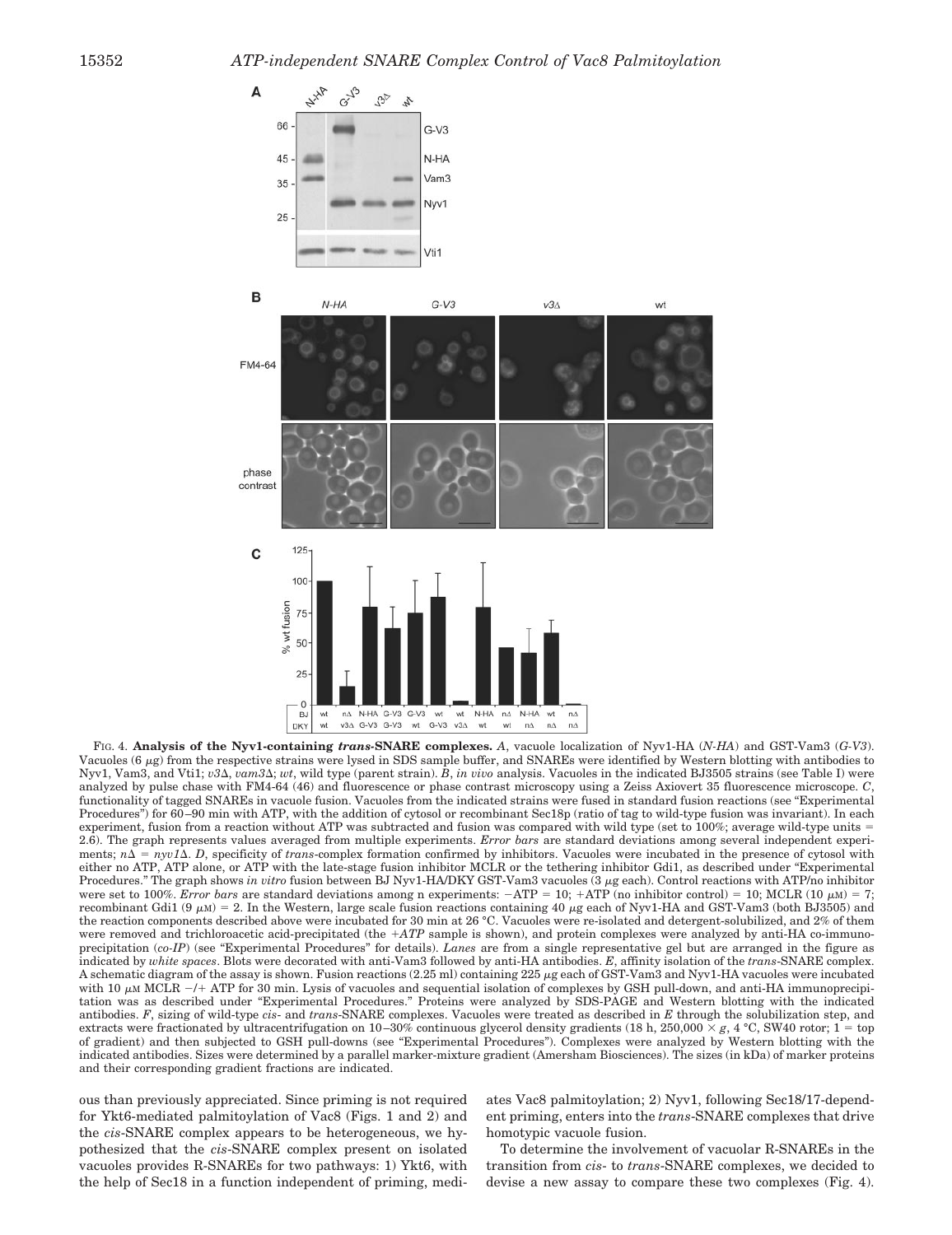FIG. 4. **Analysis of the Nyv1-containing *trans*-SNARE complexes.** *A*, vacuole localization of Nyv1-HA (*N-HA*) and GST-Vam3 (*G-V3*). Vacuoles (6 μg) from the respective strains were lysed in SDS sample buffer, and SNAREs were identified by Western blotting with antibodies to Nyv1, Vam3, and Vti1; *v3Δ*, *vam3Δ*; *wt*, wild type (parent strain). *B*, *in vivo* analysis. Vacuoles in the indicated BJ3505 strains (see Table I) were analyzed by pulse chase with FM4-64 (46) and fluorescence or phase contrast microscopy using a Zeiss Axiovert 35 fluorescence microscope. *C*, functionality of tagged SNAREs in vacuole fusion. Vacuoles from the indicated strains were fused in standard fusion reactions (see "Experimental Procedures") for 60–90 min with ATP, with the addition of cytosol or recombinant Sec18p (ratio of tag to wild-type fusion was invariant). In each experiment, fusion from a reaction without ATP was subtracted and fusion was compared with wild type (set to 100%; average wild-type units = 2.6). The graph represents values averaged from multiple experiments. *Error bars* are standard deviations among several independent experiments; *nΔ* = *nyv1Δ*. *D*, specificity of *trans*-complex formation confirmed by inhibitors. Vacuoles were incubated in the presence of cytosol with either no ATP, ATP alone, or ATP with the late-stage fusion inhibitor MCLR or the tethering inhibitor Gdi1, as described under "Experimental Procedures." The graph shows *in vitro* fusion between BJ Nyv1-HA/DKY GST-Vam3 vacuoles (3 μg each). Control reactions with ATP/no inhibitor were set to 100%. *Error bars* are standard deviations among n experiments: −ATP = 10; +ATP (no inhibitor control) = 10; MCLR (10 μM) = 7; recombinant Gdi1 (9 μM) = 2. In the Western, large scale fusion reactions containing 40 μg each of Nyv1-HA and GST-Vam3 (both BJ3505) and the reaction components described above were incubated for 30 min at 26 °C. Vacuoles were re-isolated and detergent-solubilized, and 2% of them were removed and trichloroacetic acid-precipitated (the *+ATP* sample is shown), and protein complexes were analyzed by anti-HA co-immunoprecipitation (*co-IP*) (see "Experimental Procedures" for details). *Lanes* are from a single representative gel but are arranged in the figure as indicated by *white spaces*. Blots were decorated with anti-Vam3 followed by anti-HA antibodies. *E*, affinity isolation of the *trans*-SNARE complex. A schematic diagram of the assay is shown. Fusion reactions (2.25 ml) containing 225 μg each of GST-Vam3 and Nyv1-HA vacuoles were incubated with 10 μM MCLR −/+ ATP for 30 min. Lysis of vacuoles and sequential isolation of complexes by GSH pull-down, and anti-HA immunoprecipitation was as described under "Experimental Procedures." Proteins were analyzed by SDS-PAGE and Western blotting with the indicated antibodies. *F*, sizing of wild-type *cis*- and *trans*-SNARE complexes. Vacuoles were treated as described in *E* through the solubilization step, and extracts were fractionated by ultracentrifugation on 10–30% continuous glycerol density gradients (18 h, 250,000 × *g*, 4 °C, SW40 rotor; 1 = top of gradient) and then subjected to GSH pull-downs (see "Experimental Procedures"). Complexes were analyzed by Western blotting with the indicated antibodies. Sizes were determined by a parallel marker-mixture gradient (Amersham Biosciences). The sizes (in kDa) of marker proteins and their corresponding gradient fractions are indicated.

ous than previously appreciated. Since priming is not required for Ykt6-mediated palmitoylation of Vac8 (Figs. 1 and 2) and the *cis*-SNARE complex appears to be heterogeneous, we hypothesized that the *cis*-SNARE complex present on isolated vacuoles provides R-SNAREs for two pathways: 1) Ykt6, with the help of Sec18 in a function independent of priming, mediates Vac8 palmitoylation; 2) Nyv1, following Sec18/17-dependent priming, enters into the *trans*-SNARE complexes that drive homotypic vacuole fusion.

To determine the involvement of vacuolar R-SNAREs in the transition from *cis*- to *trans*-SNARE complexes, we decided to devise a new assay to compare these two complexes (Fig. 4).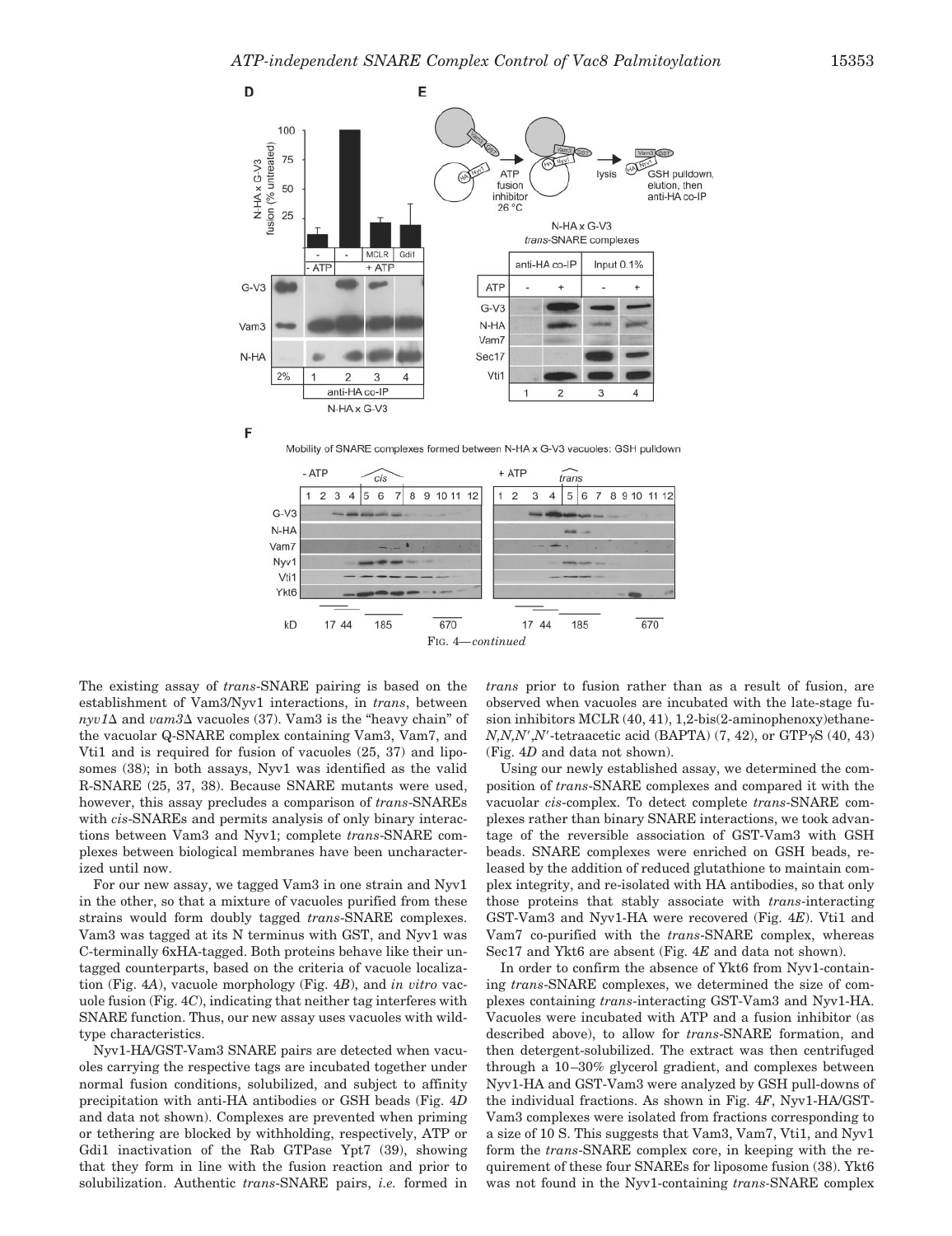FIG. 4—*continued*

The existing assay of *trans*-SNARE pairing is based on the establishment of Vam3/Nyv1 interactions, in *trans*, between *nyv1*Δ and *vam3*Δ vacuoles (37). Vam3 is the "heavy chain" of the vacuolar Q-SNARE complex containing Vam3, Vam7, and Vti1 and is required for fusion of vacuoles (25, 37) and liposomes (38); in both assays, Nyv1 was identified as the valid R-SNARE (25, 37, 38). Because SNARE mutants were used, however, this assay precludes a comparison of *trans*-SNAREs with *cis*-SNAREs and permits analysis of only binary interactions between Vam3 and Nyv1; complete *trans*-SNARE complexes between biological membranes have been uncharacterized until now.

For our new assay, we tagged Vam3 in one strain and Nyv1 in the other, so that a mixture of vacuoles purified from these strains would form doubly tagged *trans*-SNARE complexes. Vam3 was tagged at its N terminus with GST, and Nyv1 was C-terminally 6xHA-tagged. Both proteins behave like their untagged counterparts, based on the criteria of vacuole localization (Fig. 4*A*), vacuole morphology (Fig. 4*B*), and *in vitro* vacuole fusion (Fig. 4*C*), indicating that neither tag interferes with SNARE function. Thus, our new assay uses vacuoles with wild-type characteristics.

Nyv1-HA/GST-Vam3 SNARE pairs are detected when vacuoles carrying the respective tags are incubated together under normal fusion conditions, solubilized, and subject to affinity precipitation with anti-HA antibodies or GSH beads (Fig. 4*D* and data not shown). Complexes are prevented when priming or tethering are blocked by withholding, respectively, ATP or Gdi1 inactivation of the Rab GTPase Ypt7 (39), showing that they form in line with the fusion reaction and prior to solubilization. Authentic *trans*-SNARE pairs, *i.e.* formed in *trans* prior to fusion rather than as a result of fusion, are observed when vacuoles are incubated with the late-stage fusion inhibitors MCLR (40, 41), 1,2-bis(2-aminophenoxy)ethane-*N,N,N′,N′*-tetraacetic acid (BAPTA) (7, 42), or GTPγS (40, 43) (Fig. 4*D* and data not shown).

Using our newly established assay, we determined the composition of *trans*-SNARE complexes and compared it with the vacuolar *cis*-complex. To detect complete *trans*-SNARE complexes rather than binary SNARE interactions, we took advantage of the reversible association of GST-Vam3 with GSH beads. SNARE complexes were enriched on GSH beads, released by the addition of reduced glutathione to maintain complex integrity, and re-isolated with HA antibodies, so that only those proteins that stably associate with *trans*-interacting GST-Vam3 and Nyv1-HA were recovered (Fig. 4*E*). Vti1 and Vam7 co-purified with the *trans*-SNARE complex, whereas Sec17 and Ykt6 are absent (Fig. 4*E* and data not shown).

In order to confirm the absence of Ykt6 from Nyv1-containing *trans*-SNARE complexes, we determined the size of complexes containing *trans*-interacting GST-Vam3 and Nyv1-HA. Vacuoles were incubated with ATP and a fusion inhibitor (as described above), to allow for *trans*-SNARE formation, and then detergent-solubilized. The extract was then centrifuged through a 10–30% glycerol gradient, and complexes between Nyv1-HA and GST-Vam3 were analyzed by GSH pull-downs of the individual fractions. As shown in Fig. 4*F*, Nyv1-HA/GST-Vam3 complexes were isolated from fractions corresponding to a size of 10 S. This suggests that Vam3, Vam7, Vti1, and Nyv1 form the *trans*-SNARE complex core, in keeping with the requirement of these four SNAREs for liposome fusion (38). Ykt6 was not found in the Nyv1-containing *trans*-SNARE complex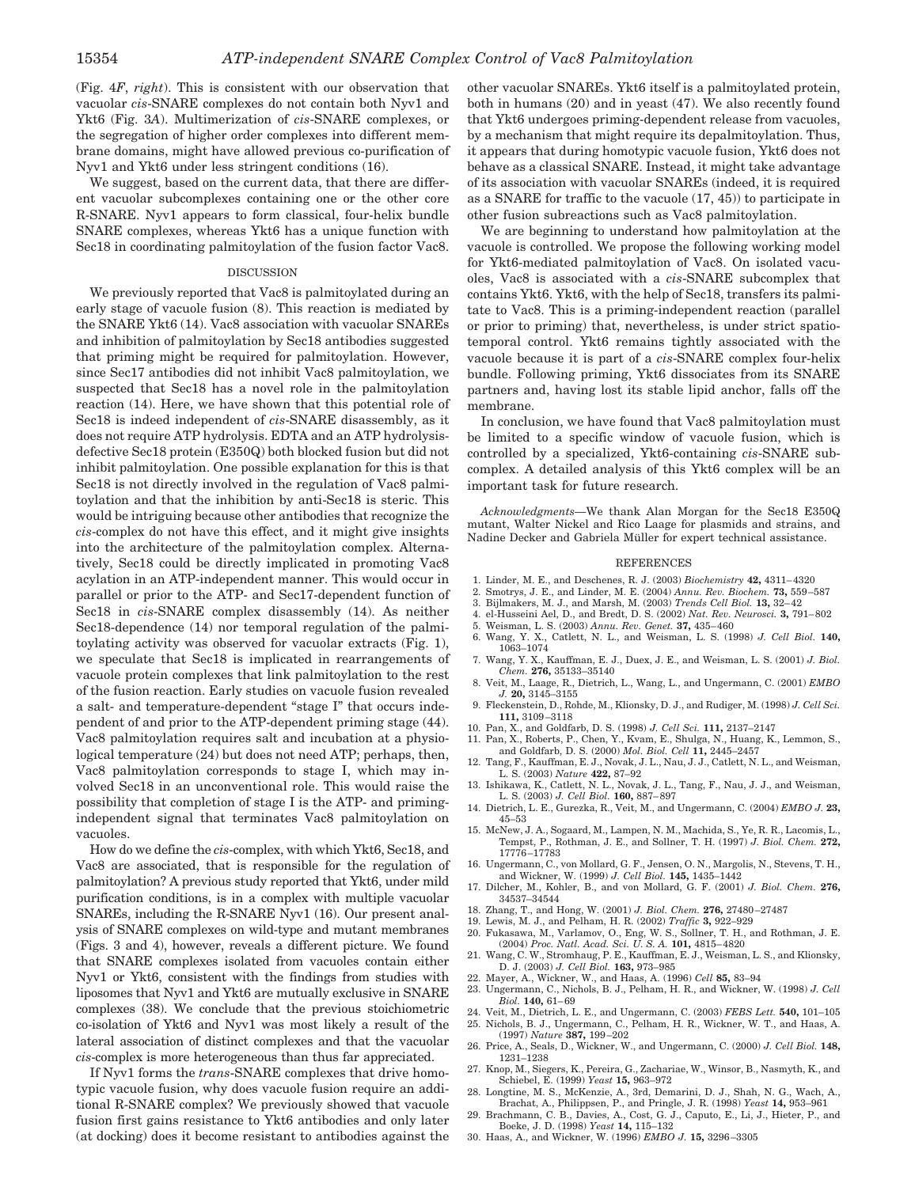(Fig. 4*F*, *right*). This is consistent with our observation that vacuolar *cis*-SNARE complexes do not contain both Nyv1 and Ykt6 (Fig. 3*A*). Multimerization of *cis*-SNARE complexes, or the segregation of higher order complexes into different membrane domains, might have allowed previous co-purification of Nyv1 and Ykt6 under less stringent conditions (16).

We suggest, based on the current data, that there are different vacuolar subcomplexes containing one or the other core R-SNARE. Nyv1 appears to form classical, four-helix bundle SNARE complexes, whereas Ykt6 has a unique function with Sec18 in coordinating palmitoylation of the fusion factor Vac8.

## DISCUSSION

We previously reported that Vac8 is palmitoylated during an early stage of vacuole fusion (8). This reaction is mediated by the SNARE Ykt6 (14). Vac8 association with vacuolar SNAREs and inhibition of palmitoylation by Sec18 antibodies suggested that priming might be required for palmitoylation. However, since Sec17 antibodies did not inhibit Vac8 palmitoylation, we suspected that Sec18 has a novel role in the palmitoylation reaction (14). Here, we have shown that this potential role of Sec18 is indeed independent of *cis*-SNARE disassembly, as it does not require ATP hydrolysis. EDTA and an ATP hydrolysis-defective Sec18 protein (E350Q) both blocked fusion but did not inhibit palmitoylation. One possible explanation for this is that Sec18 is not directly involved in the regulation of Vac8 palmitoylation and that the inhibition by anti-Sec18 is steric. This would be intriguing because other antibodies that recognize the *cis*-complex do not have this effect, and it might give insights into the architecture of the palmitoylation complex. Alternatively, Sec18 could be directly implicated in promoting Vac8 acylation in an ATP-independent manner. This would occur in parallel or prior to the ATP- and Sec17-dependent function of Sec18 in *cis*-SNARE complex disassembly (14). As neither Sec18-dependence (14) nor temporal regulation of the palmitoylating activity was observed for vacuolar extracts (Fig. 1), we speculate that Sec18 is implicated in rearrangements of vacuole protein complexes that link palmitoylation to the rest of the fusion reaction. Early studies on vacuole fusion revealed a salt- and temperature-dependent "stage I" that occurs independent of and prior to the ATP-dependent priming stage (44). Vac8 palmitoylation requires salt and incubation at a physiological temperature (24) but does not need ATP; perhaps, then, Vac8 palmitoylation corresponds to stage I, which may involved Sec18 in an unconventional role. This would raise the possibility that completion of stage I is the ATP- and priming-independent signal that terminates Vac8 palmitoylation on vacuoles.

How do we define the *cis*-complex, with which Ykt6, Sec18, and Vac8 are associated, that is responsible for the regulation of palmitoylation? A previous study reported that Ykt6, under mild purification conditions, is in a complex with multiple vacuolar SNAREs, including the R-SNARE Nyv1 (16). Our present analysis of SNARE complexes on wild-type and mutant membranes (Figs. 3 and 4), however, reveals a different picture. We found that SNARE complexes isolated from vacuoles contain either Nyv1 or Ykt6, consistent with the findings from studies with liposomes that Nyv1 and Ykt6 are mutually exclusive in SNARE complexes (38). We conclude that the previous stoichiometric co-isolation of Ykt6 and Nyv1 was most likely a result of the lateral association of distinct complexes and that the vacuolar *cis*-complex is more heterogeneous than thus far appreciated.

If Nyv1 forms the *trans*-SNARE complexes that drive homotypic vacuole fusion, why does vacuole fusion require an additional R-SNARE complex? We previously showed that vacuole fusion first gains resistance to Ykt6 antibodies and only later (at docking) does it become resistant to antibodies against the other vacuolar SNAREs. Ykt6 itself is a palmitoylated protein, both in humans (20) and in yeast (47). We also recently found that Ykt6 undergoes priming-dependent release from vacuoles, by a mechanism that might require its depalmitoylation. Thus, it appears that during homotypic vacuole fusion, Ykt6 does not behave as a classical SNARE. Instead, it might take advantage of its association with vacuolar SNAREs (indeed, it is required as a SNARE for traffic to the vacuole (17, 45)) to participate in other fusion subreactions such as Vac8 palmitoylation.

We are beginning to understand how palmitoylation at the vacuole is controlled. We propose the following working model for Ykt6-mediated palmitoylation of Vac8. On isolated vacuoles, Vac8 is associated with a *cis*-SNARE subcomplex that contains Ykt6. Ykt6, with the help of Sec18, transfers its palmitate to Vac8. This is a priming-independent reaction (parallel or prior to priming) that, nevertheless, is under strict spatiotemporal control. Ykt6 remains tightly associated with the vacuole because it is part of a *cis*-SNARE complex four-helix bundle. Following priming, Ykt6 dissociates from its SNARE partners and, having lost its stable lipid anchor, falls off the membrane.

In conclusion, we have found that Vac8 palmitoylation must be limited to a specific window of vacuole fusion, which is controlled by a specialized, Ykt6-containing *cis*-SNARE subcomplex. A detailed analysis of this Ykt6 complex will be an important task for future research.

*Acknowledgments*—We thank Alan Morgan for the Sec18 E350Q mutant, Walter Nickel and Rico Laage for plasmids and strains, and Nadine Decker and Gabriela Müller for expert technical assistance.

## REFERENCES

1. Linder, M. E., and Deschenes, R. J. (2003) *Biochemistry* **42,** 4311–4320
2. Smotrys, J. E., and Linder, M. E. (2004) *Annu. Rev. Biochem.* **73,** 559–587
3. Bijlmakers, M. J., and Marsh, M. (2003) *Trends Cell Biol.* **13,** 32–42
4. el-Husseini Ael, D., and Bredt, D. S. (2002) *Nat. Rev. Neurosci.* **3,** 791–802
5. Weisman, L. S. (2003) *Annu. Rev. Genet.* **37,** 435–460
6. Wang, Y. X., Catlett, N. L., and Weisman, L. S. (1998) *J. Cell Biol.* **140,** 1063–1074
7. Wang, Y. X., Kauffman, E. J., Duex, J. E., and Weisman, L. S. (2001) *J. Biol. Chem.* **276,** 35133–35140
8. Veit, M., Laage, R., Dietrich, L., Wang, L., and Ungermann, C. (2001) *EMBO J.* **20,** 3145–3155
9. Fleckenstein, D., Rohde, M., Klionsky, D. J., and Rudiger, M. (1998) *J. Cell Sci.* **111,** 3109–3118
10. Pan, X., and Goldfarb, D. S. (1998) *J. Cell Sci.* **111,** 2137–2147
11. Pan, X., Roberts, P., Chen, Y., Kvam, E., Shulga, N., Huang, K., Lemmon, S., and Goldfarb, D. S. (2000) *Mol. Biol. Cell* **11,** 2445–2457
12. Tang, F., Kauffman, E. J., Novak, J. L., Nau, J. J., Catlett, N. L., and Weisman, L. S. (2003) *Nature* **422,** 87–92
13. Ishikawa, K., Catlett, N. L., Novak, J. L., Tang, F., Nau, J. J., and Weisman, L. S. (2003) *J. Cell Biol.* **160,** 887–897
14. Dietrich, L. E., Gurezka, R., Veit, M., and Ungermann, C. (2004) *EMBO J.* **23,** 45–53
15. McNew, J. A., Sogaard, M., Lampen, N. M., Machida, S., Ye, R. R., Lacomis, L., Tempst, P., Rothman, J. E., and Sollner, T. H. (1997) *J. Biol. Chem.* **272,** 17776–17783
16. Ungermann, C., von Mollard, G. F., Jensen, O. N., Margolis, N., Stevens, T. H., and Wickner, W. (1999) *J. Cell Biol.* **145,** 1435–1442
17. Dilcher, M., Kohler, B., and von Mollard, G. F. (2001) *J. Biol. Chem.* **276,** 34537–34544
18. Zhang, T., and Hong, W. (2001) *J. Biol. Chem.* **276,** 27480–27487
19. Lewis, M. J., and Pelham, H. R. (2002) *Traffic* **3,** 922–929
20. Fukasawa, M., Varlamov, O., Eng, W. S., Sollner, T. H., and Rothman, J. E. (2004) *Proc. Natl. Acad. Sci. U. S. A.* **101,** 4815–4820
21. Wang, C. W., Stromhaug, P. E., Kauffman, E. J., Weisman, L. S., and Klionsky, D. J. (2003) *J. Cell Biol.* **163,** 973–985
22. Mayer, A., Wickner, W., and Haas, A. (1996) *Cell* **85,** 83–94
23. Ungermann, C., Nichols, B. J., Pelham, H. R., and Wickner, W. (1998) *J. Cell Biol.* **140,** 61–69
24. Veit, M., Dietrich, L. E., and Ungermann, C. (2003) *FEBS Lett.* **540,** 101–105
25. Nichols, B. J., Ungermann, C., Pelham, H. R., Wickner, W. T., and Haas, A. (1997) *Nature* **387,** 199–202
26. Price, A., Seals, D., Wickner, W., and Ungermann, C. (2000) *J. Cell Biol.* **148,** 1231–1238
27. Knop, M., Siegers, K., Pereira, G., Zachariae, W., Winsor, B., Nasmyth, K., and Schiebel, E. (1999) *Yeast* **15,** 963–972
28. Longtine, M. S., McKenzie, A., 3rd, Demarini, D. J., Shah, N. G., Wach, A., Brachat, A., Philippsen, P., and Pringle, J. R. (1998) *Yeast* **14,** 953–961
29. Brachmann, C. B., Davies, A., Cost, G. J., Caputo, E., Li, J., Hieter, P., and Boeke, J. D. (1998) *Yeast* **14,** 115–132
30. Haas, A., and Wickner, W. (1996) *EMBO J.* **15,** 3296–3305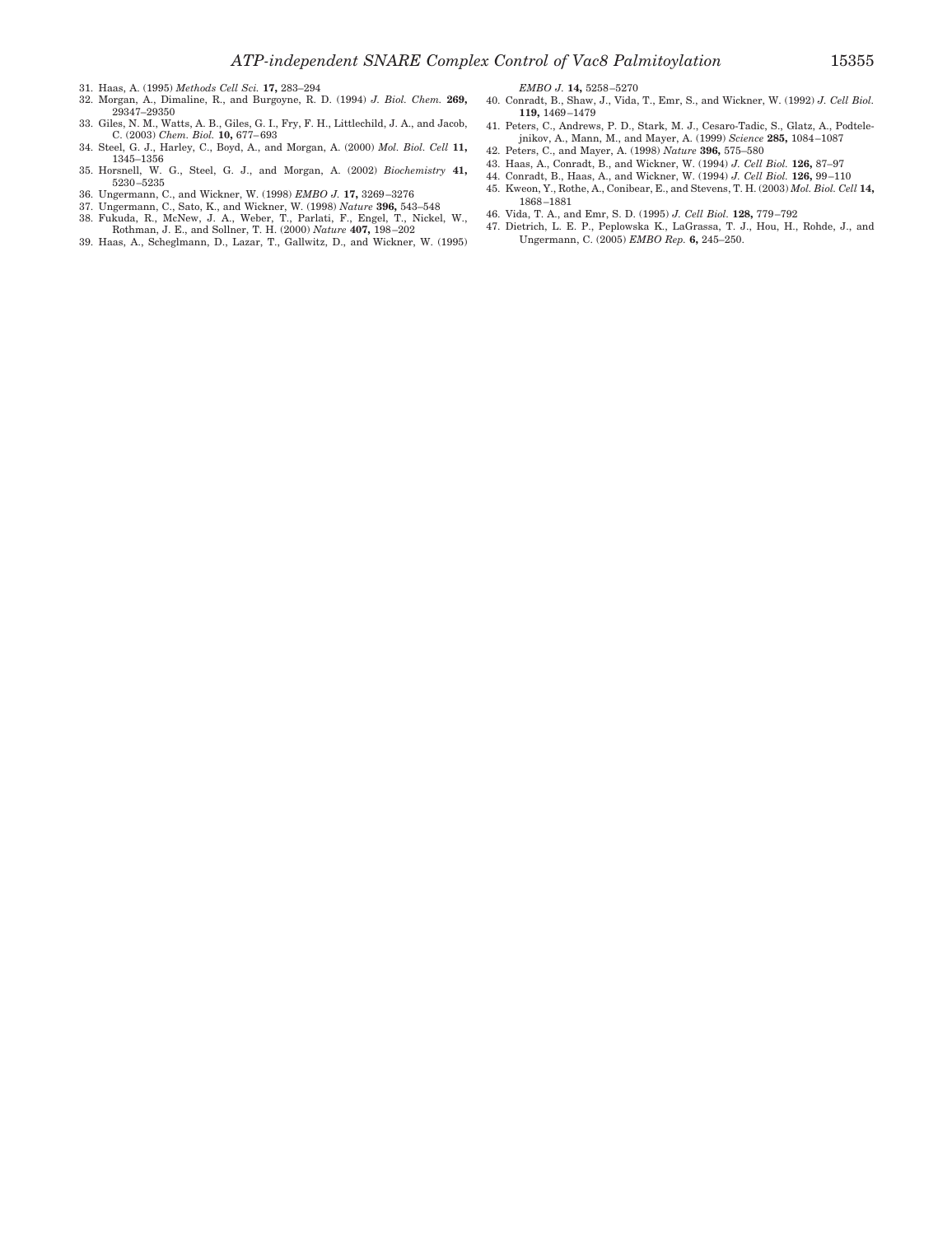31. Haas, A. (1995) *Methods Cell Sci.* **17,** 283–294
32. Morgan, A., Dimaline, R., and Burgoyne, R. D. (1994) *J. Biol. Chem.* **269,** 29347–29350
33. Giles, N. M., Watts, A. B., Giles, G. I., Fry, F. H., Littlechild, J. A., and Jacob, C. (2003) *Chem. Biol.* **10,** 677–693
34. Steel, G. J., Harley, C., Boyd, A., and Morgan, A. (2000) *Mol. Biol. Cell* **11,** 1345–1356
35. Horsnell, W. G., Steel, G. J., and Morgan, A. (2002) *Biochemistry* **41,** 5230–5235
36. Ungermann, C., and Wickner, W. (1998) *EMBO J.* **17,** 3269–3276
37. Ungermann, C., Sato, K., and Wickner, W. (1998) *Nature* **396,** 543–548
38. Fukuda, R., McNew, J. A., Weber, T., Parlati, F., Engel, T., Nickel, W., Rothman, J. E., and Sollner, T. H. (2000) *Nature* **407,** 198–202
39. Haas, A., Scheglmann, D., Lazar, T., Gallwitz, D., and Wickner, W. (1995) *EMBO J.* **14,** 5258–5270
40. Conradt, B., Shaw, J., Vida, T., Emr, S., and Wickner, W. (1992) *J. Cell Biol.* **119,** 1469–1479
41. Peters, C., Andrews, P. D., Stark, M. J., Cesaro-Tadic, S., Glatz, A., Podtelejnikov, A., Mann, M., and Mayer, A. (1999) *Science* **285,** 1084–1087
42. Peters, C., and Mayer, A. (1998) *Nature* **396,** 575–580
43. Haas, A., Conradt, B., and Wickner, W. (1994) *J. Cell Biol.* **126,** 87–97
44. Conradt, B., Haas, A., and Wickner, W. (1994) *J. Cell Biol.* **126,** 99–110
45. Kweon, Y., Rothe, A., Conibear, E., and Stevens, T. H. (2003) *Mol. Biol. Cell* **14,** 1868–1881
46. Vida, T. A., and Emr, S. D. (1995) *J. Cell Biol.* **128,** 779–792
47. Dietrich, L. E. P., Peplowska K., LaGrassa, T. J., Hou, H., Rohde, J., and Ungermann, C. (2005) *EMBO Rep.* **6,** 245–250.